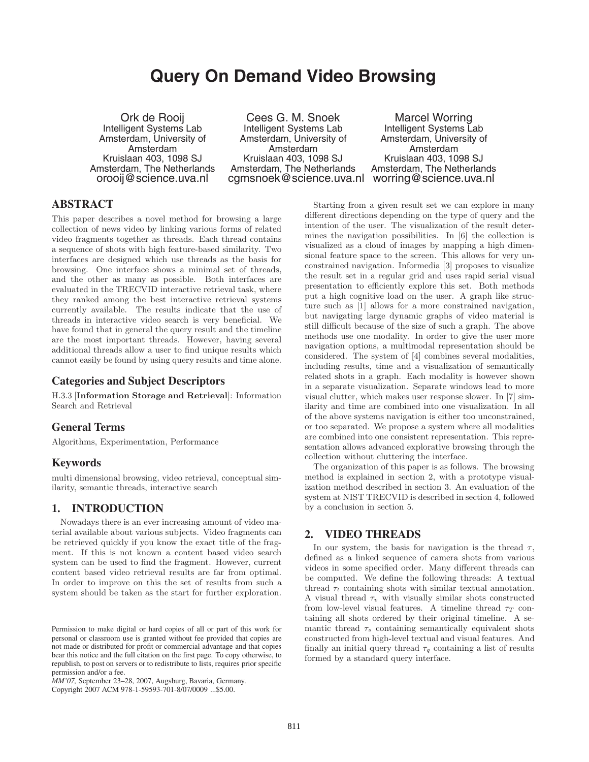# Query On Demand Video Browsing

Ork de Rooij
Intelligent Systems Lab Amsterdam, University of Amsterdam
Kruislaan 403, 1098 SJ
Amsterdam, The Netherlands
orooij@science.uva.nl

Cees G. M. Snoek
Intelligent Systems Lab Amsterdam, University of Amsterdam
Kruislaan 403, 1098 SJ
Amsterdam, The Netherlands
cgmsnoek@science.uva.nl

Marcel Worring
Intelligent Systems Lab Amsterdam, University of Amsterdam
Kruislaan 403, 1098 SJ
Amsterdam, The Netherlands
worring@science.uva.nl

## ABSTRACT

This paper describes a novel method for browsing a large collection of news video by linking various forms of related video fragments together as threads. Each thread contains a sequence of shots with high feature-based similarity. Two interfaces are designed which use threads as the basis for browsing. One interface shows a minimal set of threads, and the other as many as possible. Both interfaces are evaluated in the TRECVID interactive retrieval task, where they ranked among the best interactive retrieval systems currently available. The results indicate that the use of threads in interactive video search is very beneficial. We have found that in general the query result and the timeline are the most important threads. However, having several additional threads allow a user to find unique results which cannot easily be found by using query results and time alone.

### Categories and Subject Descriptors

H.3.3 [**Information Storage and Retrieval**]: Information Search and Retrieval

### General Terms

Algorithms, Experimentation, Performance

### Keywords

multi dimensional browsing, video retrieval, conceptual similarity, semantic threads, interactive search

## 1. INTRODUCTION

Nowadays there is an ever increasing amount of video material available about various subjects. Video fragments can be retrieved quickly if you know the exact title of the fragment. If this is not known a content based video search system can be used to find the fragment. However, current content based video retrieval results are far from optimal. In order to improve on this the set of results from such a system should be taken as the start for further exploration.

Permission to make digital or hard copies of all or part of this work for personal or classroom use is granted without fee provided that copies are not made or distributed for profit or commercial advantage and that copies bear this notice and the full citation on the first page. To copy otherwise, to republish, to post on servers or to redistribute to lists, requires prior specific permission and/or a fee.
*MM'07,* September 23–28, 2007, Augsburg, Bavaria, Germany.
Copyright 2007 ACM 978-1-59593-701-8/07/0009 ...$5.00.

Starting from a given result set we can explore in many different directions depending on the type of query and the intention of the user. The visualization of the result determines the navigation possibilities. In [6] the collection is visualized as a cloud of images by mapping a high dimensional feature space to the screen. This allows for very unconstrained navigation. Informedia [3] proposes to visualize the result set in a regular grid and uses rapid serial visual presentation to efficiently explore this set. Both methods put a high cognitive load on the user. A graph like structure such as [1] allows for a more constrained navigation, but navigating large dynamic graphs of video material is still difficult because of the size of such a graph. The above methods use one modality. In order to give the user more navigation options, a multimodal representation should be considered. The system of [4] combines several modalities, including results, time and a visualization of semantically related shots in a graph. Each modality is however shown in a separate visualization. Separate windows lead to more visual clutter, which makes user response slower. In [7] similarity and time are combined into one visualization. In all of the above systems navigation is either too unconstrained, or too separated. We propose a system where all modalities are combined into one consistent representation. This representation allows advanced explorative browsing through the collection without cluttering the interface.

The organization of this paper is as follows. The browsing method is explained in section 2, with a prototype visualization method described in section 3. An evaluation of the system at NIST TRECVID is described in section 4, followed by a conclusion in section 5.

## 2. VIDEO THREADS

In our system, the basis for navigation is the thread $\tau$, defined as a linked sequence of camera shots from various videos in some specified order. Many different threads can be computed. We define the following threads: A textual thread $\tau_t$ containing shots with similar textual annotation. A visual thread $\tau_v$ with visually similar shots constructed from low-level visual features. A timeline thread $\tau_T$ containing all shots ordered by their original timeline. A semantic thread $\tau_s$ containing semantically equivalent shots constructed from high-level textual and visual features. And finally an initial query thread $\tau_q$ containing a list of results formed by a standard query interface.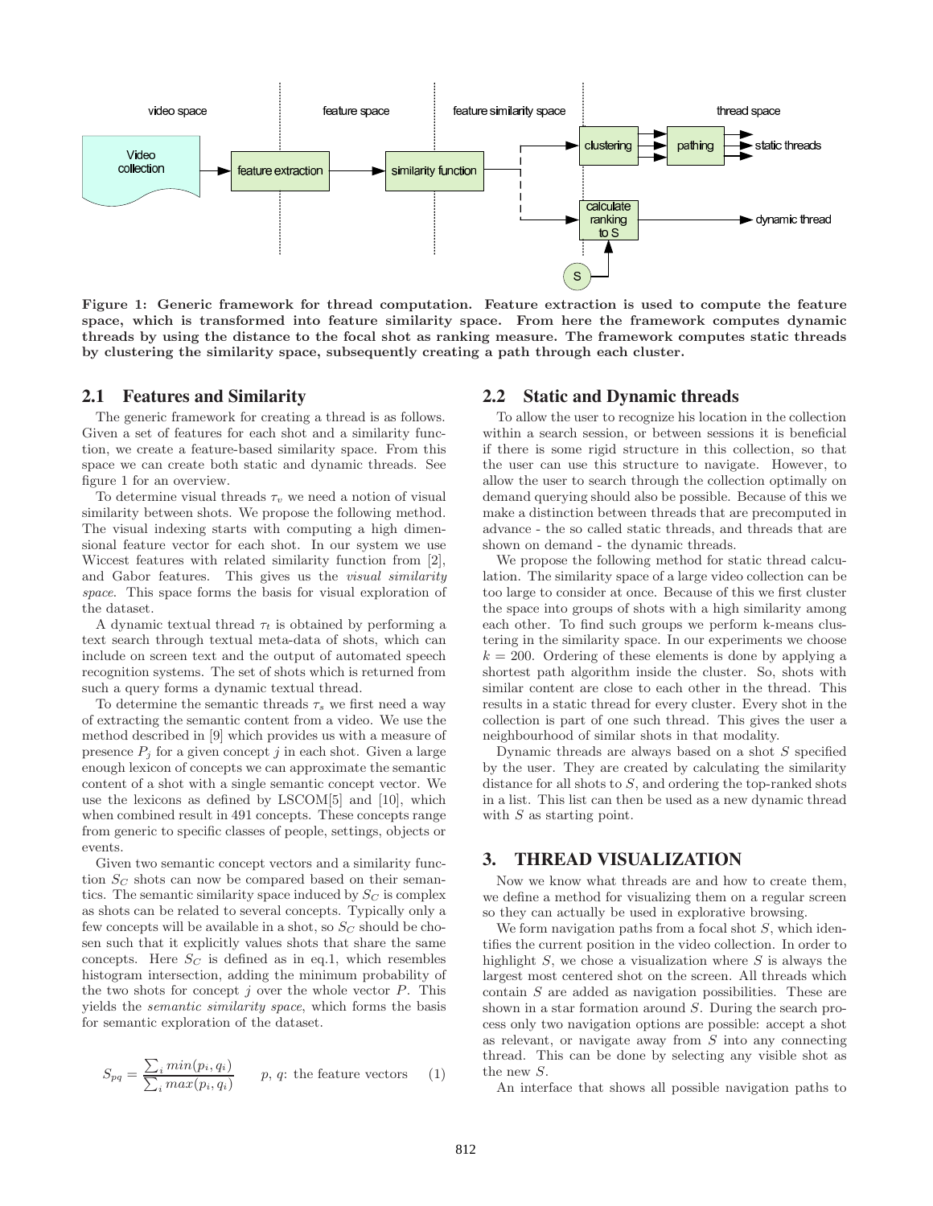Figure 1: Generic framework for thread computation. Feature extraction is used to compute the feature space, which is transformed into feature similarity space. From here the framework computes dynamic threads by using the distance to the focal shot as ranking measure. The framework computes static threads by clustering the similarity space, subsequently creating a path through each cluster.

## 2.1 Features and Similarity

The generic framework for creating a thread is as follows. Given a set of features for each shot and a similarity function, we create a feature-based similarity space. From this space we can create both static and dynamic threads. See figure 1 for an overview.

To determine visual threads $\tau_v$ we need a notion of visual similarity between shots. We propose the following method. The visual indexing starts with computing a high dimensional feature vector for each shot. In our system we use Wiccest features with related similarity function from [2], and Gabor features. This gives us the *visual similarity space*. This space forms the basis for visual exploration of the dataset.

A dynamic textual thread $\tau_t$ is obtained by performing a text search through textual meta-data of shots, which can include on screen text and the output of automated speech recognition systems. The set of shots which is returned from such a query forms a dynamic textual thread.

To determine the semantic threads $\tau_s$ we first need a way of extracting the semantic content from a video. We use the method described in [9] which provides us with a measure of presence $P_j$ for a given concept $j$ in each shot. Given a large enough lexicon of concepts we can approximate the semantic content of a shot with a single semantic concept vector. We use the lexicons as defined by LSCOM[5] and [10], which when combined result in 491 concepts. These concepts range from generic to specific classes of people, settings, objects or events.

Given two semantic concept vectors and a similarity function $S_C$ shots can now be compared based on their semantics. The semantic similarity space induced by $S_C$ is complex as shots can be related to several concepts. Typically only a few concepts will be available in a shot, so $S_C$ should be chosen such that it explicitly values shots that share the same concepts. Here $S_C$ is defined as in eq.1, which resembles histogram intersection, adding the minimum probability of the two shots for concept $j$ over the whole vector $P$. This yields the *semantic similarity space*, which forms the basis for semantic exploration of the dataset.

$$S_{pq} = \frac{\sum_i min(p_i, q_i)}{\sum_i max(p_i, q_i)} \qquad p,\, q\text{: the feature vectors} \qquad (1)$$

## 2.2 Static and Dynamic threads

To allow the user to recognize his location in the collection within a search session, or between sessions it is beneficial if there is some rigid structure in this collection, so that the user can use this structure to navigate. However, to allow the user to search through the collection optimally on demand querying should also be possible. Because of this we make a distinction between threads that are precomputed in advance - the so called static threads, and threads that are shown on demand - the dynamic threads.

We propose the following method for static thread calculation. The similarity space of a large video collection can be too large to consider at once. Because of this we first cluster the space into groups of shots with a high similarity among each other. To find such groups we perform k-means clustering in the similarity space. In our experiments we choose $k = 200$. Ordering of these elements is done by applying a shortest path algorithm inside the cluster. So, shots with similar content are close to each other in the thread. This results in a static thread for every cluster. Every shot in the collection is part of one such thread. This gives the user a neighbourhood of similar shots in that modality.

Dynamic threads are always based on a shot $S$ specified by the user. They are created by calculating the similarity distance for all shots to $S$, and ordering the top-ranked shots in a list. This list can then be used as a new dynamic thread with $S$ as starting point.

# 3. THREAD VISUALIZATION

Now we know what threads are and how to create them, we define a method for visualizing them on a regular screen so they can actually be used in explorative browsing.

We form navigation paths from a focal shot $S$, which identifies the current position in the video collection. In order to highlight $S$, we chose a visualization where $S$ is always the largest most centered shot on the screen. All threads which contain $S$ are added as navigation possibilities. These are shown in a star formation around $S$. During the search process only two navigation options are possible: accept a shot as relevant, or navigate away from $S$ into any connecting thread. This can be done by selecting any visible shot as the new $S$.

An interface that shows all possible navigation paths to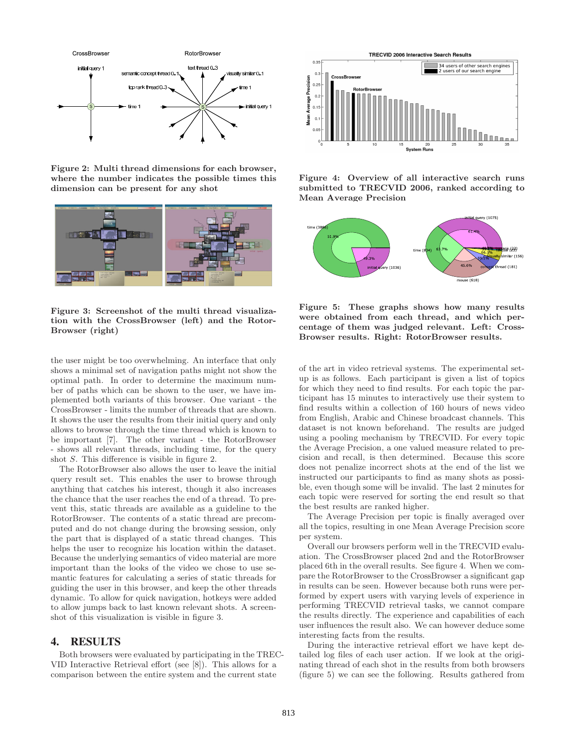Figure 2: Multi thread dimensions for each browser, where the number indicates the possible times this dimension can be present for any shot

Figure 3: Screenshot of the multi thread visualization with the CrossBrowser (left) and the RotorBrowser (right)

the user might be too overwhelming. An interface that only shows a minimal set of navigation paths might not show the optimal path. In order to determine the maximum number of paths which can be shown to the user, we have implemented both variants of this browser. One variant - the CrossBrowser - limits the number of threads that are shown. It shows the user the results from their initial query and only allows to browse through the time thread which is known to be important [7]. The other variant - the RotorBrowser - shows all relevant threads, including time, for the query shot *S*. This difference is visible in figure 2.

The RotorBrowser also allows the user to leave the initial query result set. This enables the user to browse through anything that catches his interest, though it also increases the chance that the user reaches the end of a thread. To prevent this, static threads are available as a guideline to the RotorBrowser. The contents of a static thread are precomputed and do not change during the browsing session, only the part that is displayed of a static thread changes. This helps the user to recognize his location within the dataset. Because the underlying semantics of video material are more important than the looks of the video we chose to use semantic features for calculating a series of static threads for guiding the user in this browser, and keep the other threads dynamic. To allow for quick navigation, hotkeys were added to allow jumps back to last known relevant shots. A screenshot of this visualization is visible in figure 3.

## 4. RESULTS

Both browsers were evaluated by participating in the TRECVID Interactive Retrieval effort (see [8]). This allows for a comparison between the entire system and the current state

Figure 4: Overview of all interactive search runs submitted to TRECVID 2006, ranked according to Mean Average Precision

Figure 5: These graphs shows how many results were obtained from each thread, and which percentage of them was judged relevant. Left: CrossBrowser results. Right: RotorBrowser results.

of the art in video retrieval systems. The experimental setup is as follows. Each participant is given a list of topics for which they need to find results. For each topic the participant has 15 minutes to interactively use their system to find results within a collection of 160 hours of news video from English, Arabic and Chinese broadcast channels. This dataset is not known beforehand. The results are judged using a pooling mechanism by TRECVID. For every topic the Average Precision, a one valued measure related to precision and recall, is then determined. Because this score does not penalize incorrect shots at the end of the list we instructed our participants to find as many shots as possible, even though some will be invalid. The last 2 minutes for each topic were reserved for sorting the end result so that the best results are ranked higher.

The Average Precision per topic is finally averaged over all the topics, resulting in one Mean Average Precision score per system.

Overall our browsers perform well in the TRECVID evaluation. The CrossBrowser placed 2nd and the RotorBrowser placed 6th in the overall results. See figure 4. When we compare the RotorBrowser to the CrossBrowser a significant gap in results can be seen. However because both runs were performed by expert users with varying levels of experience in performing TRECVID retrieval tasks, we cannot compare the results directly. The experience and capabilities of each user influences the result also. We can however deduce some interesting facts from the results.

During the interactive retrieval effort we have kept detailed log files of each user action. If we look at the originating thread of each shot in the results from both browsers (figure 5) we can see the following. Results gathered from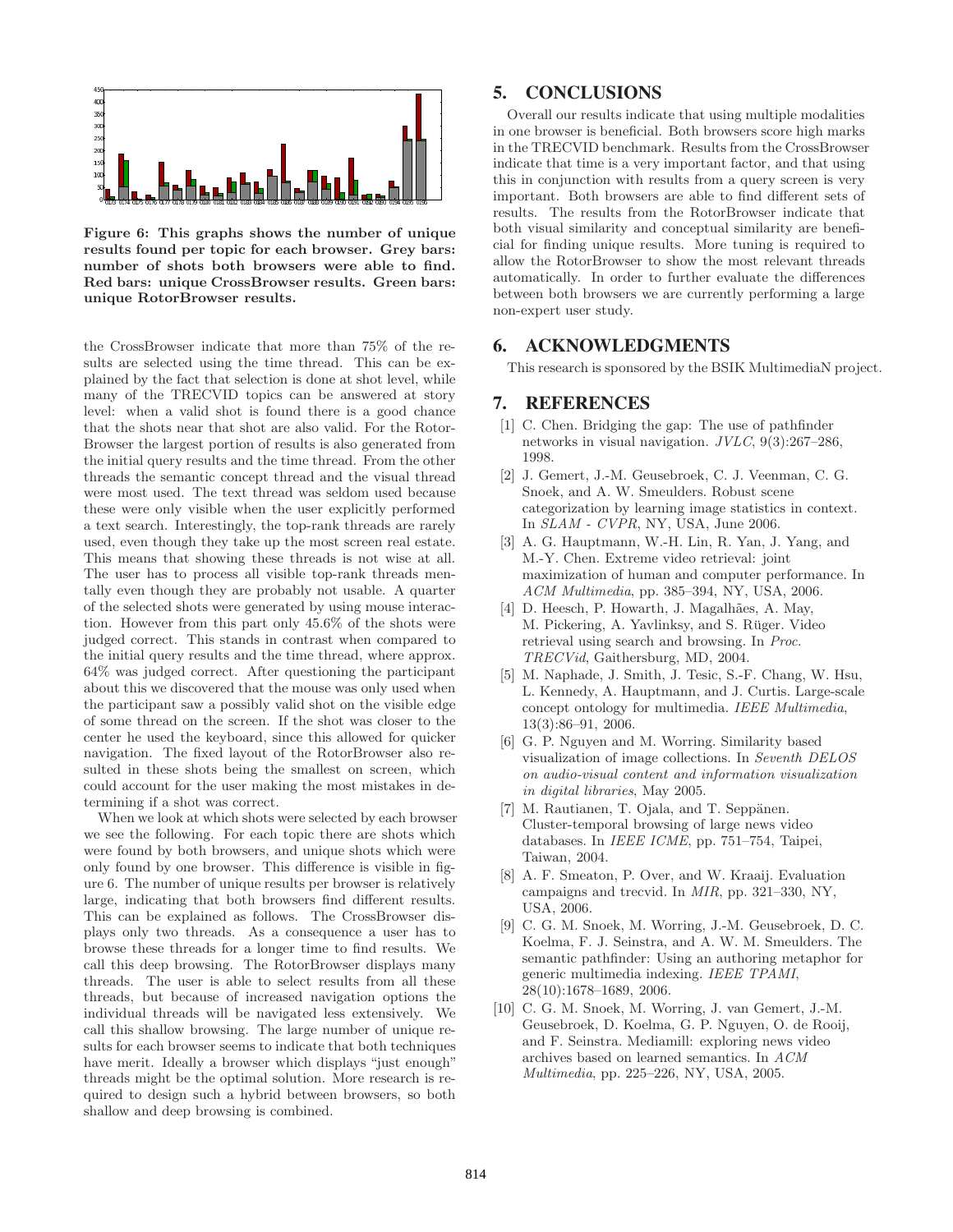450
400
350
300
250
200
150
100
50
0

0173 0174 0175 0176 0177 0178 0179 0180 0181 0182 0183 0184 0185 0186 0187 0188 0189 0190 0191 0192 0193 0194 0195 0196

**Figure 6: This graphs shows the number of unique results found per topic for each browser. Grey bars: number of shots both browsers were able to find. Red bars: unique CrossBrowser results. Green bars: unique RotorBrowser results.**

the CrossBrowser indicate that more than 75% of the results are selected using the time thread. This can be explained by the fact that selection is done at shot level, while many of the TRECVID topics can be answered at story level: when a valid shot is found there is a good chance that the shots near that shot are also valid. For the RotorBrowser the largest portion of results is also generated from the initial query results and the time thread. From the other threads the semantic concept thread and the visual thread were most used. The text thread was seldom used because these were only visible when the user explicitly performed a text search. Interestingly, the top-rank threads are rarely used, even though they take up the most screen real estate. This means that showing these threads is not wise at all. The user has to process all visible top-rank threads mentally even though they are probably not usable. A quarter of the selected shots were generated by using mouse interaction. However from this part only 45.6% of the shots were judged correct. This stands in contrast when compared to the initial query results and the time thread, where approx. 64% was judged correct. After questioning the participant about this we discovered that the mouse was only used when the participant saw a possibly valid shot on the visible edge of some thread on the screen. If the shot was closer to the center he used the keyboard, since this allowed for quicker navigation. The fixed layout of the RotorBrowser also resulted in these shots being the smallest on screen, which could account for the user making the most mistakes in determining if a shot was correct.

When we look at which shots were selected by each browser we see the following. For each topic there are shots which were found by both browsers, and unique shots which were only found by one browser. This difference is visible in figure 6. The number of unique results per browser is relatively large, indicating that both browsers find different results. This can be explained as follows. The CrossBrowser displays only two threads. As a consequence a user has to browse these threads for a longer time to find results. We call this deep browsing. The RotorBrowser displays many threads. The user is able to select results from all these threads, but because of increased navigation options the individual threads will be navigated less extensively. We call this shallow browsing. The large number of unique results for each browser seems to indicate that both techniques have merit. Ideally a browser which displays "just enough" threads might be the optimal solution. More research is required to design such a hybrid between browsers, so both shallow and deep browsing is combined.

## 5. CONCLUSIONS

Overall our results indicate that using multiple modalities in one browser is beneficial. Both browsers score high marks in the TRECVID benchmark. Results from the CrossBrowser indicate that time is a very important factor, and that using this in conjunction with results from a query screen is very important. Both browsers are able to find different sets of results. The results from the RotorBrowser indicate that both visual similarity and conceptual similarity are beneficial for finding unique results. More tuning is required to allow the RotorBrowser to show the most relevant threads automatically. In order to further evaluate the differences between both browsers we are currently performing a large non-expert user study.

## 6. ACKNOWLEDGMENTS

This research is sponsored by the BSIK MultimediaN project.

## 7. REFERENCES

[1] C. Chen. Bridging the gap: The use of pathfinder networks in visual navigation. *JVLC*, 9(3):267–286, 1998.

[2] J. Gemert, J.-M. Geusebroek, C. J. Veenman, C. G. Snoek, and A. W. Smeulders. Robust scene categorization by learning image statistics in context. In *SLAM - CVPR*, NY, USA, June 2006.

[3] A. G. Hauptmann, W.-H. Lin, R. Yan, J. Yang, and M.-Y. Chen. Extreme video retrieval: joint maximization of human and computer performance. In *ACM Multimedia*, pp. 385–394, NY, USA, 2006.

[4] D. Heesch, P. Howarth, J. Magalhães, A. May, M. Pickering, A. Yavlinksy, and S. Rüger. Video retrieval using search and browsing. In *Proc. TRECVid*, Gaithersburg, MD, 2004.

[5] M. Naphade, J. Smith, J. Tesic, S.-F. Chang, W. Hsu, L. Kennedy, A. Hauptmann, and J. Curtis. Large-scale concept ontology for multimedia. *IEEE Multimedia*, 13(3):86–91, 2006.

[6] G. P. Nguyen and M. Worring. Similarity based visualization of image collections. In *Seventh DELOS on audio-visual content and information visualization in digital libraries*, May 2005.

[7] M. Rautianen, T. Ojala, and T. Seppänen. Cluster-temporal browsing of large news video databases. In *IEEE ICME*, pp. 751–754, Taipei, Taiwan, 2004.

[8] A. F. Smeaton, P. Over, and W. Kraaij. Evaluation campaigns and trecvid. In *MIR*, pp. 321–330, NY, USA, 2006.

[9] C. G. M. Snoek, M. Worring, J.-M. Geusebroek, D. C. Koelma, F. J. Seinstra, and A. W. M. Smeulders. The semantic pathfinder: Using an authoring metaphor for generic multimedia indexing. *IEEE TPAMI*, 28(10):1678–1689, 2006.

[10] C. G. M. Snoek, M. Worring, J. van Gemert, J.-M. Geusebroek, D. Koelma, G. P. Nguyen, O. de Rooij, and F. Seinstra. Mediamill: exploring news video archives based on learned semantics. In *ACM Multimedia*, pp. 225–226, NY, USA, 2005.